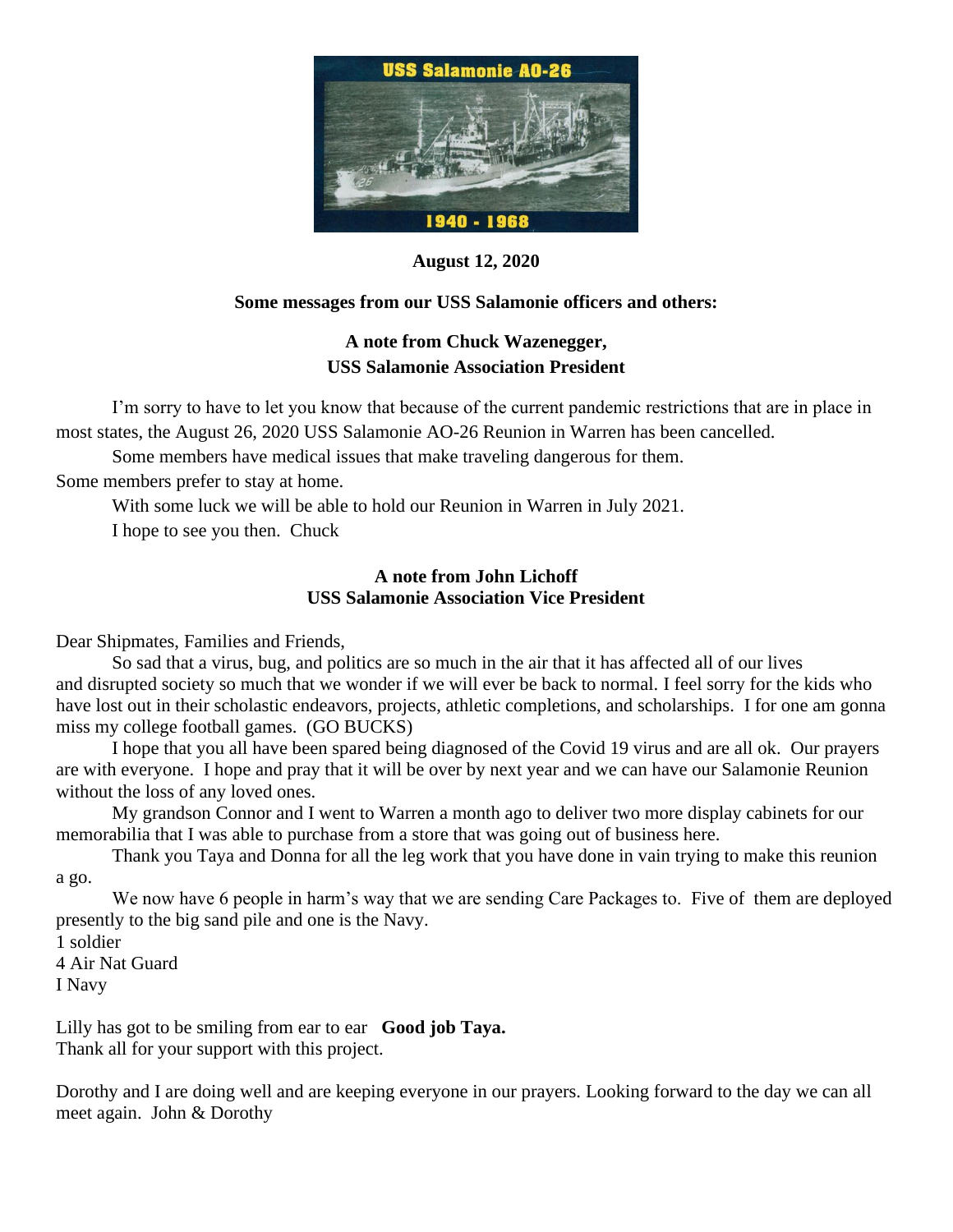**August 12, 2020**

**Some messages from our USS Salamonie officers and others:**

**A note from Chuck Wazenegger,**
**USS Salamonie Association President**

I'm sorry to have to let you know that because of the current pandemic restrictions that are in place in most states, the August 26, 2020 USS Salamonie AO-26 Reunion in Warren has been cancelled.

Some members have medical issues that make traveling dangerous for them.
Some members prefer to stay at home.

With some luck we will be able to hold our Reunion in Warren in July 2021.

I hope to see you then. Chuck

**A note from John Lichoff**
**USS Salamonie Association Vice President**

Dear Shipmates, Families and Friends,

So sad that a virus, bug, and politics are so much in the air that it has affected all of our lives and disrupted society so much that we wonder if we will ever be back to normal. I feel sorry for the kids who have lost out in their scholastic endeavors, projects, athletic completions, and scholarships. I for one am gonna miss my college football games. (GO BUCKS)

I hope that you all have been spared being diagnosed of the Covid 19 virus and are all ok. Our prayers are with everyone. I hope and pray that it will be over by next year and we can have our Salamonie Reunion without the loss of any loved ones.

My grandson Connor and I went to Warren a month ago to deliver two more display cabinets for our memorabilia that I was able to purchase from a store that was going out of business here.

Thank you Taya and Donna for all the leg work that you have done in vain trying to make this reunion a go.

We now have 6 people in harm's way that we are sending Care Packages to. Five of them are deployed presently to the big sand pile and one is the Navy.

1 soldier
4 Air Nat Guard
I Navy

Lilly has got to be smiling from ear to ear **Good job Taya.**
Thank all for your support with this project.

Dorothy and I are doing well and are keeping everyone in our prayers. Looking forward to the day we can all meet again. John & Dorothy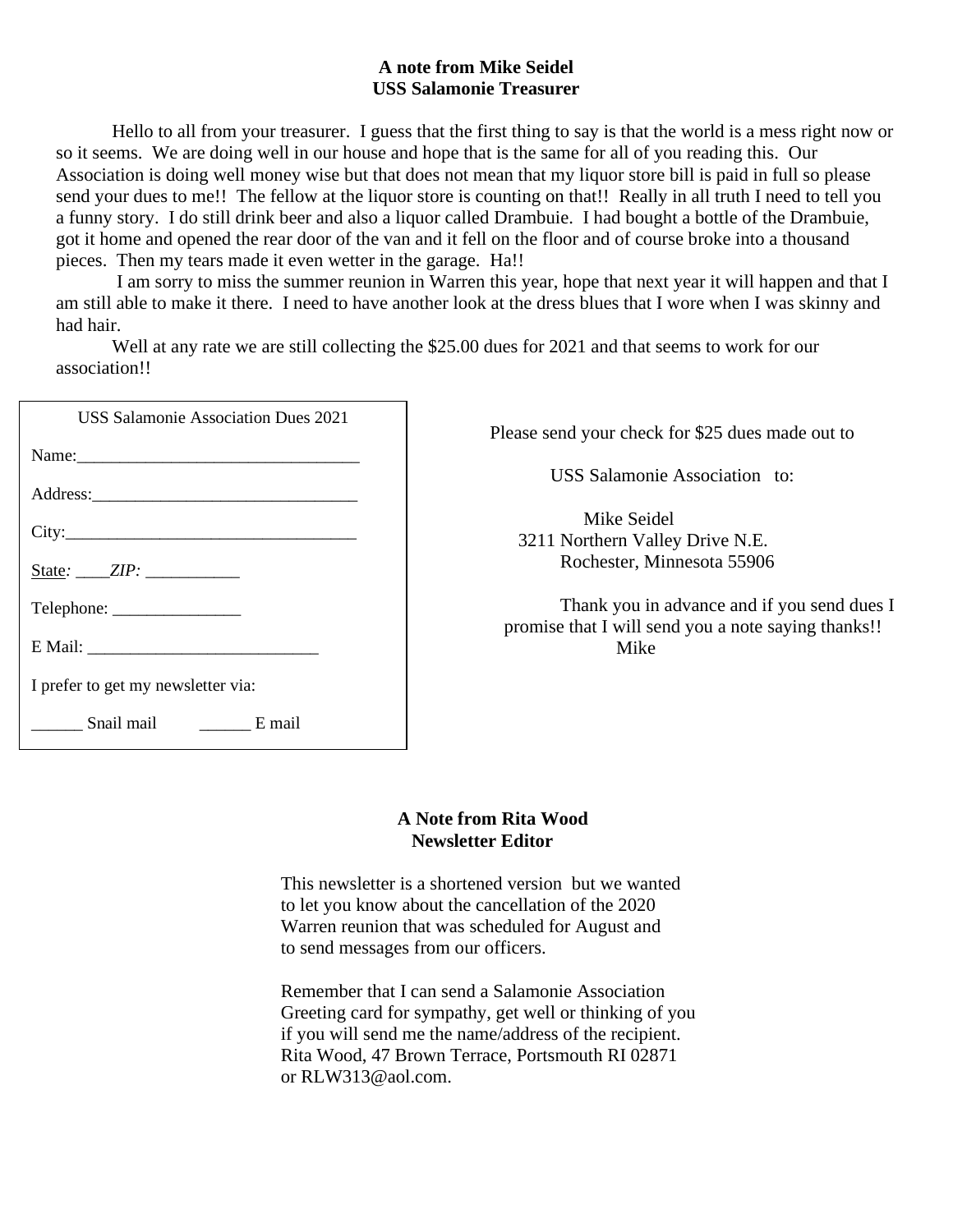**A note from Mike Seidel**
**USS Salamonie Treasurer**

Hello to all from your treasurer. I guess that the first thing to say is that the world is a mess right now or so it seems. We are doing well in our house and hope that is the same for all of you reading this. Our Association is doing well money wise but that does not mean that my liquor store bill is paid in full so please send your dues to me!! The fellow at the liquor store is counting on that!! Really in all truth I need to tell you a funny story. I do still drink beer and also a liquor called Drambuie. I had bought a bottle of the Drambuie, got it home and opened the rear door of the van and it fell on the floor and of course broke into a thousand pieces. Then my tears made it even wetter in the garage. Ha!!

I am sorry to miss the summer reunion in Warren this year, hope that next year it will happen and that I am still able to make it there. I need to have another look at the dress blues that I wore when I was skinny and had hair.

Well at any rate we are still collecting the $25.00 dues for 2021 and that seems to work for our association!!

USS Salamonie Association Dues 2021

Name:_________________________________

Address:_______________________________

City:__________________________________

State: ____*ZIP:* ___________

Telephone: _______________

E Mail: ___________________________

I prefer to get my newsletter via:

______ Snail mail ______ E mail

Please send your check for $25 dues made out to

USS Salamonie Association to:

Mike Seidel
3211 Northern Valley Drive N.E.
Rochester, Minnesota 55906

Thank you in advance and if you send dues I promise that I will send you a note saying thanks!!
Mike

**A Note from Rita Wood**
**Newsletter Editor**

This newsletter is a shortened version but we wanted to let you know about the cancellation of the 2020 Warren reunion that was scheduled for August and to send messages from our officers.

Remember that I can send a Salamonie Association Greeting card for sympathy, get well or thinking of you if you will send me the name/address of the recipient. Rita Wood, 47 Brown Terrace, Portsmouth RI 02871 or RLW313@aol.com.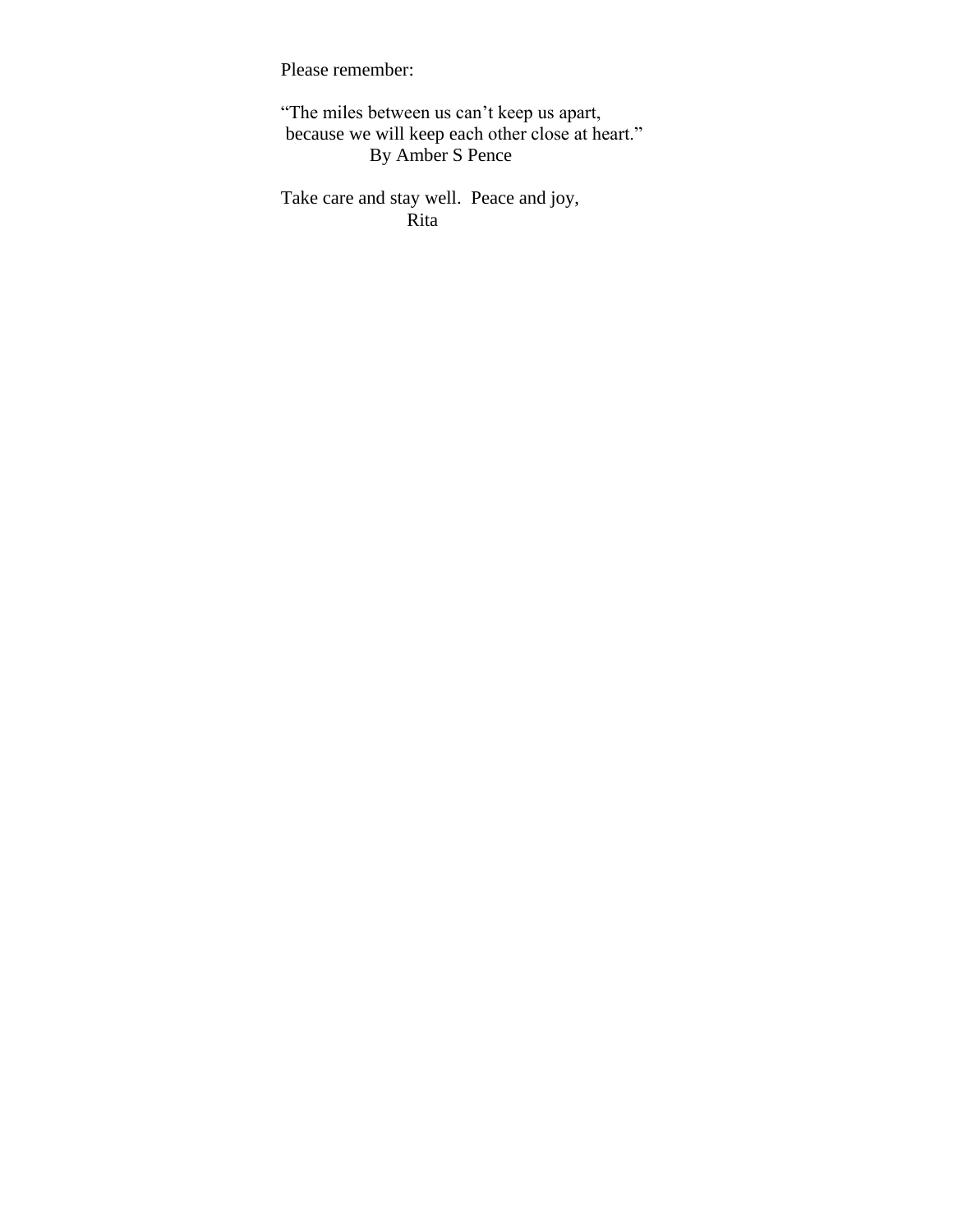Please remember:

"The miles between us can't keep us apart,
because we will keep each other close at heart."
By Amber S Pence

Take care and stay well.  Peace and joy,
Rita